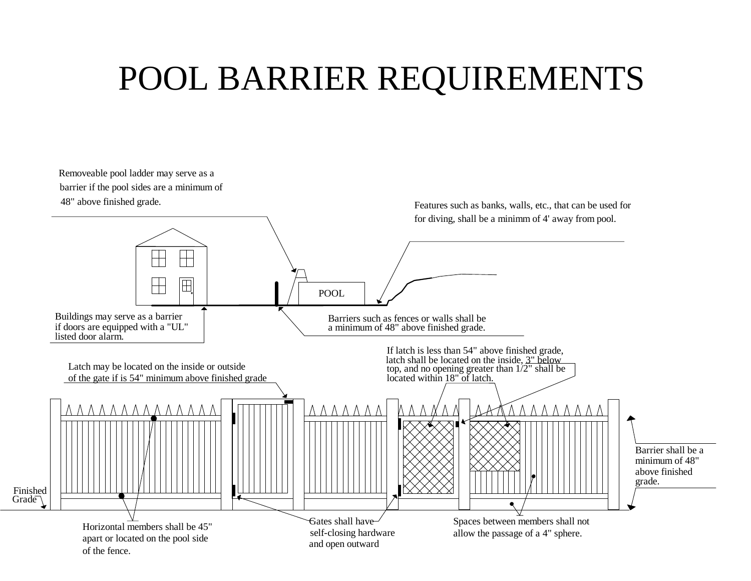# POOL BARRIER REQUIREMENTS

Removeable pool ladder may serve as a barrier if the pool sides are a minimum of 48" above finished grade.

Features such as banks, walls, etc., that can be used for for diving, shall be a minimm of 4' away from pool.

POOL

Buildings may serve as a barrier if doors are equipped with a "UL" listed door alarm.

Barriers such as fences or walls shall be a minimum of 48" above finished grade.

If latch is less than 54" above finished grade, latch shall be located on the inside, 3" below top, and no opening greater than 1/2" shall be located within 18" of latch.

Latch may be located on the inside or outside of the gate if is 54" minimum above finished grade

Barrier shall be a minimum of 48" above finished grade.

Finished Grade

Horizontal members shall be 45" apart or located on the pool side of the fence.

Gates shall have self-closing hardware and open outward

Spaces between members shall not allow the passage of a 4" sphere.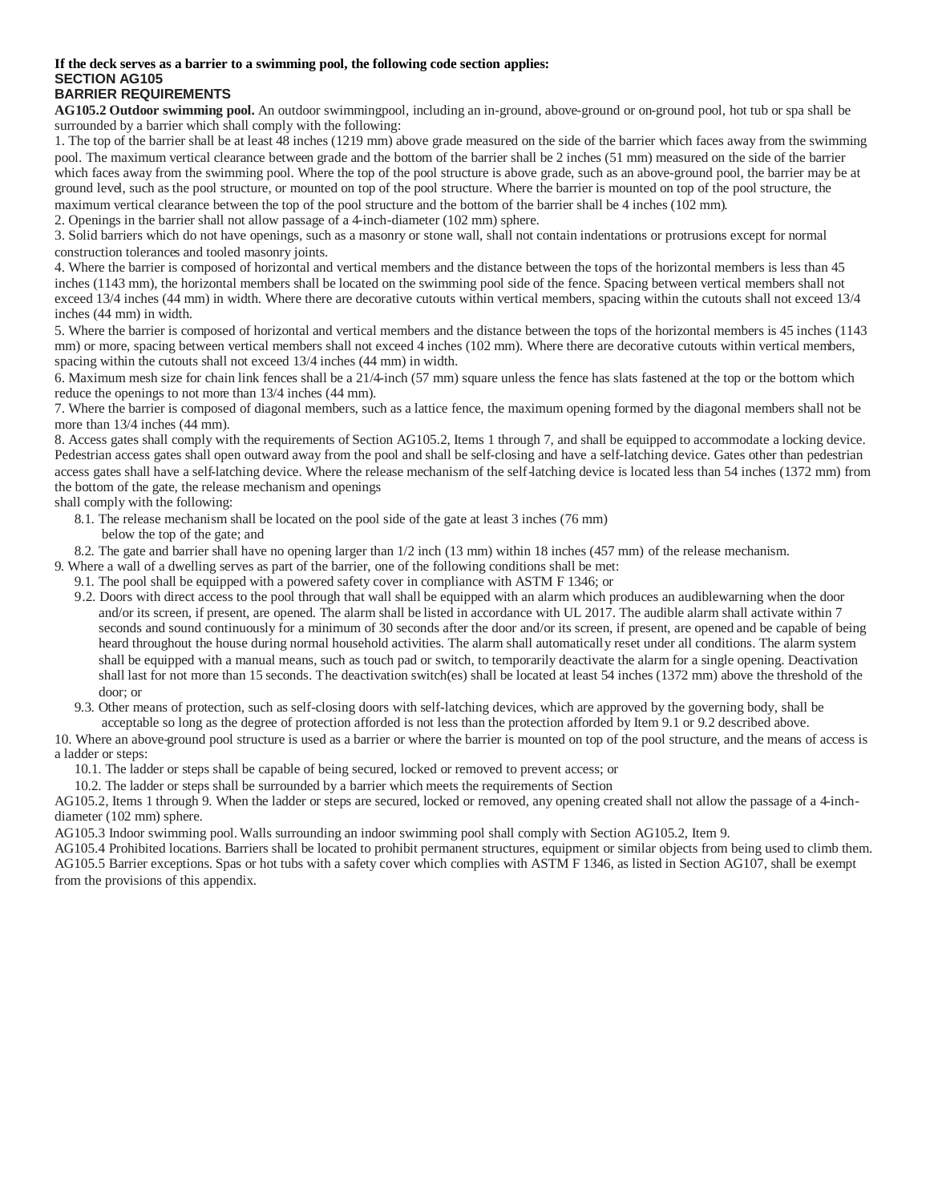**If the deck serves as a barrier to a swimming pool, the following code section applies:**

## SECTION AG105
## BARRIER REQUIREMENTS

**AG105.2 Outdoor swimming pool.** An outdoor swimmingpool, including an in-ground, above-ground or on-ground pool, hot tub or spa shall be surrounded by a barrier which shall comply with the following:

1. The top of the barrier shall be at least 48 inches (1219 mm) above grade measured on the side of the barrier which faces away from the swimming pool. The maximum vertical clearance between grade and the bottom of the barrier shall be 2 inches (51 mm) measured on the side of the barrier which faces away from the swimming pool. Where the top of the pool structure is above grade, such as an above-ground pool, the barrier may be at ground level, such as the pool structure, or mounted on top of the pool structure. Where the barrier is mounted on top of the pool structure, the maximum vertical clearance between the top of the pool structure and the bottom of the barrier shall be 4 inches (102 mm).
2. Openings in the barrier shall not allow passage of a 4-inch-diameter (102 mm) sphere.
3. Solid barriers which do not have openings, such as a masonry or stone wall, shall not contain indentations or protrusions except for normal construction tolerances and tooled masonry joints.
4. Where the barrier is composed of horizontal and vertical members and the distance between the tops of the horizontal members is less than 45 inches (1143 mm), the horizontal members shall be located on the swimming pool side of the fence. Spacing between vertical members shall not exceed 13/4 inches (44 mm) in width. Where there are decorative cutouts within vertical members, spacing within the cutouts shall not exceed 13/4 inches (44 mm) in width.
5. Where the barrier is composed of horizontal and vertical members and the distance between the tops of the horizontal members is 45 inches (1143 mm) or more, spacing between vertical members shall not exceed 4 inches (102 mm). Where there are decorative cutouts within vertical members, spacing within the cutouts shall not exceed 13/4 inches (44 mm) in width.
6. Maximum mesh size for chain link fences shall be a 21/4-inch (57 mm) square unless the fence has slats fastened at the top or the bottom which reduce the openings to not more than 13/4 inches (44 mm).
7. Where the barrier is composed of diagonal members, such as a lattice fence, the maximum opening formed by the diagonal members shall not be more than 13/4 inches (44 mm).
8. Access gates shall comply with the requirements of Section AG105.2, Items 1 through 7, and shall be equipped to accommodate a locking device. Pedestrian access gates shall open outward away from the pool and shall be self-closing and have a self-latching device. Gates other than pedestrian access gates shall have a self-latching device. Where the release mechanism of the self-latching device is located less than 54 inches (1372 mm) from the bottom of the gate, the release mechanism and openings shall comply with the following:
   - 8.1. The release mechanism shall be located on the pool side of the gate at least 3 inches (76 mm) below the top of the gate; and
   - 8.2. The gate and barrier shall have no opening larger than 1/2 inch (13 mm) within 18 inches (457 mm) of the release mechanism.
9. Where a wall of a dwelling serves as part of the barrier, one of the following conditions shall be met:
   - 9.1. The pool shall be equipped with a powered safety cover in compliance with ASTM F 1346; or
   - 9.2. Doors with direct access to the pool through that wall shall be equipped with an alarm which produces an audiblewarning when the door and/or its screen, if present, are opened. The alarm shall be listed in accordance with UL 2017. The audible alarm shall activate within 7 seconds and sound continuously for a minimum of 30 seconds after the door and/or its screen, if present, are opened and be capable of being heard throughout the house during normal household activities. The alarm shall automatically reset under all conditions. The alarm system shall be equipped with a manual means, such as touch pad or switch, to temporarily deactivate the alarm for a single opening. Deactivation shall last for not more than 15 seconds. The deactivation switch(es) shall be located at least 54 inches (1372 mm) above the threshold of the door; or
   - 9.3. Other means of protection, such as self-closing doors with self-latching devices, which are approved by the governing body, shall be acceptable so long as the degree of protection afforded is not less than the protection afforded by Item 9.1 or 9.2 described above.
10. Where an above-ground pool structure is used as a barrier or where the barrier is mounted on top of the pool structure, and the means of access is a ladder or steps:
    - 10.1. The ladder or steps shall be capable of being secured, locked or removed to prevent access; or
    - 10.2. The ladder or steps shall be surrounded by a barrier which meets the requirements of Section AG105.2, Items 1 through 9. When the ladder or steps are secured, locked or removed, any opening created shall not allow the passage of a 4-inch-diameter (102 mm) sphere.

AG105.3 Indoor swimming pool. Walls surrounding an indoor swimming pool shall comply with Section AG105.2, Item 9.

AG105.4 Prohibited locations. Barriers shall be located to prohibit permanent structures, equipment or similar objects from being used to climb them.

AG105.5 Barrier exceptions. Spas or hot tubs with a safety cover which complies with ASTM F 1346, as listed in Section AG107, shall be exempt from the provisions of this appendix.